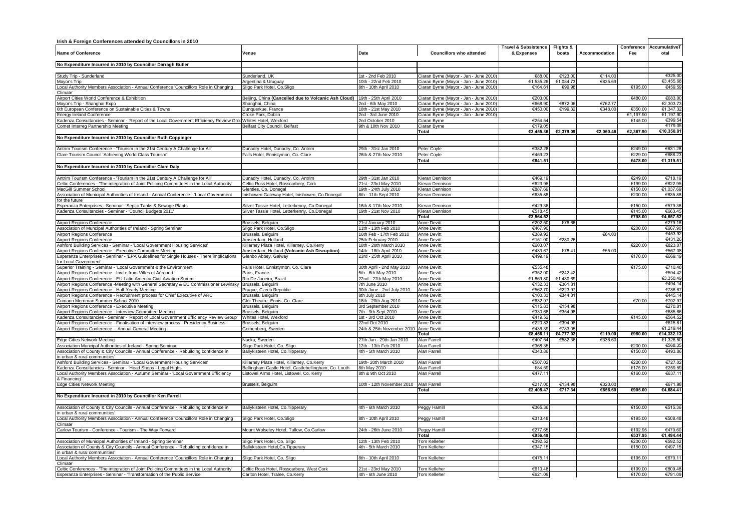# Irish & Foreign Conferences attended by Councillors in 2010

| Name of Conference | Venue | Date | Councillors who attended | Travel & Subsistence & Expenses | Flights & boats | Accommodation | Conference Fee | AccumulativeTotal |
|---|---|---|---|---|---|---|---|---|
| **No Expenditure Incurred in 2010 by Councillor Darragh Butler** | | | | | | | | |
| Study Trip - Sunderland | Sunderland, UK | 1st - 2nd Feb 2010 | Ciaran Byrne (Mayor - Jan - June 2010) | €88.00 | €123.00 | €114.00 | | €325.00 |
| Mayor's Trip | Argentina & Uruguay | 10th - 22nd Feb 2010 | Ciaran Byrne (Mayor - Jan - June 2010) | €1,535.26 | €1,084.73 | €835.69 | | €3,455.68 |
| Local Authority Members Association - Annual Conference 'Councillors Role in Changing Climate' | Sligo Park Hotel, Co.Sligo | 8th - 10th April 2010 | Ciaran Byrne (Mayor - Jan - June 2010) | €164.61 | €99.98 | | €195.00 | €459.59 |
| Airport Cities World Conference & Exhibition | Beijing, China **(Cancelled due to Volcanic Ash Cloud)** | 19th - 25th April 2010 | Ciaran Byrne (Mayor - Jan - June 2010) | €203.00 | | | €480.00 | €683.00 |
| Mayor's Trip - Shanghai Expo | Shanghai, China | 2nd - 6th May 2010 | Ciaran Byrne (Mayor - Jan - June 2010) | €668.90 | €872.06 | €762.77 | | €2,303.73 |
| 6th European Conference on Sustainable Cities & Towns | Dunquerkue, France | 18th - 21st May 2010 | Ciaran Byrne (Mayor - Jan - June 2010) | €450.00 | €199.32 | €348.00 | €350.00 | €1,347.32 |
| Energy Ireland Conference | Croke Park, Dublin | 2nd - 3rd June 2010 | Ciaran Byrne (Mayor - Jan - June 2010) | | | | €1,197.90 | €1,197.90 |
| Kadenza Consultancies - Seminar - 'Report of the Local Government Efficiency Review Group' | Whites Hotel, Wexford | 2nd October 2010 | Ciaran Byrne | €254.54 | | | €145.00 | €399.54 |
| Comet Interreg Partnership Meeting | Belfast City Council, Belfast | 9th & 10th Nov 2010 | Ciaran Byrne | €179.05 | | | | €179.05 |
| | | | **Total** | **€3,455.36** | **€2,379.09** | **€2,060.46** | **€2,367.90** | **€10,350.81** |
| **No Expenditure Incurred in 2010 by Councillor Ruth Coppinger** | | | | | | | | |
| Antrim Tourism Conference - 'Tourism in the 21st Century A Challenge for All' | Dunadry Hotel, Dunadry, Co. Antrim | 29th - 31st Jan 2010 | Peter Coyle | €382.28 | | | €249.00 | €631.28 |
| Clare Tourism Council 'Achieving World Class Tourism' | Falls Hotel, Ennistymon, Co. Clare | 26th & 27th Nov 2010 | Peter Coyle | €459.23 | | | €229.00 | €688.23 |
| | | | **Total** | **€841.51** | | | **€478.00** | **€1,319.51** |
| **No Expenditure Incurred in 2010 by Councillor Clare Daly** | | | | | | | | |
| Antrim Tourism Conference - 'Tourism in the 21st Century A Challenge for All' | Dunadry Hotel, Dunadry, Co. Antrim | 29th - 31st Jan 2010 | Kieran Dennison | €469.19 | | | €249.00 | €718.19 |
| Celtic Conferences - 'The integration of Joint Policing Committees in the Local Authority' | Celtic Ross Hotel, Rosscarbery, Cork | 21st - 23rd May 2010 | Kieran Dennison | €623.95 | | | €199.00 | €822.95 |
| MacGill Summer School | Glenties, Co. Donegal | 19th - 24th July 2010 | Kieran Dennison | €887.69 | | | €150.00 | €1,037.69 |
| Association of Municipal Authorities of Ireland - Annual Conference - 'Local Government for the future' | Inishowen Gateway Hotel, Inishowen, Co.Donegal | 8th - 11th Sept 2010 | Kieran Dennison | €635.88 | | | €200.00 | €835.88 |
| Esperanza Enterprises - Seminar -'Septic Tanks & Sewage Plants' | Silver Tassie Hotel, Letterkenny, Co.Donegal | 16th & 17th Nov 2010 | Kieran Dennison | €429.36 | | | €150.00 | €579.36 |
| Kadenza Consultancies - Seminar - 'Council Budgets 2011' | Silver Tassie Hotel, Letterkenny, Co.Donegal | 19th - 21st Nov 2010 | Kieran Dennison | €518.45 | | | €145.00 | €663.45 |
| | | | **Total** | **€3,564.52** | | | **€798.00** | **€4,657.52** |
| Airport Regions Conference | Brussels, Belgium | 21st January 2010 | Anne Devitt | €202.50 | €76.66 | | | €279.16 |
| Association of Muncipal Authorities of Ireland - Spring Seminar | Sligo Park Hotel, Co.Sligo | 11th - 13th Feb 2010 | Anne Devitt | €467.90 | | | €200.00 | €667.90 |
| Airport Regions Conference | Brussels, Belgium | 16th Feb - 17th Feb 2010 | Anne Devitt | €389.92 | | €64.00 | | €453.92 |
| Airport Regions Conference | Amsterdam, Holland | 25th February 2010 | Anne Devitt | €151.00 | €280.26 | | | €431.26 |
| Ashford Building Services - Seminar - 'Local Government Housing Services' | Killarney Plaza Hotel, Killarney, Co.Kerry | 18th - 20th March 2010 | Anne Devitt | €603.07 | | | €220.00 | €823.07 |
| Airport Regions Conference - Executive Committee Meeting | Amsterdam, Holland **(Volcanic Ash Disruption)** | 14th - 18th April 2010 | Anne Devitt | €433.67 | €78.41 | €55.00 | | €567.08 |
| Esperanza Enterprises - Seminar - 'EPA Guidelines for Single Houses - There implications for Local Government' | Glenbo Abbey, Galway | 23rd - 25th April 2010 | Anne Devitt | €499.19 | | | €170.00 | €669.19 |
| Superior Training - Seminar - 'Local Government & the Environment' | Falls Hotel, Ennistymon, Co. Clare | 30th April - 2nd May 2010 | Anne Devitt | €535.48 | | | €175.00 | €710.48 |
| Airport Regions Conference - Invite from Villes et Aéroport | Paris, France | 5th - 6th May 2010 | Anne Devitt | €352.00 | €242.42 | | | €594.42 |
| Airport Regions Conference - EU Latin America Civil Aviation Summit | Rio De Janeiro, Brazil | 22nd - 27th May 2010 | Anne Devitt | €1,869.80 | €1,480.69 | | | €3,350.49 |
| Airport Regions Conference -Meeting with General Secretary & EU Commissioner Lewinsky | Brussels, Belgium | 7th June 2010 | Anne Devitt | €132.33 | €361.81 | | | €494.14 |
| Airport Regions Conference - Half Yearly Meeting | Prague, Czech Republic | 30th June - 2nd July 2010 | Anne Devitt | €562.70 | €223.97 | | | €786.67 |
| Airport Regions Conference - Recruitment process for Chief Executive of ARC | Brussels, Belguim | 8th July 2010 | Anne Devitt | €100.33 | €344.81 | | | €445.14 |
| Cumann Merriman Summer School 2010 | Glór Theatre, Ennis, Co. Clare | 18th - 20th Aug 2010 | Anne Devitt | €632.97 | | | €70.00 | €702.97 |
| Airport Regions Conference - Executive Meeting | Brussels, Belgium | 3rd September 2010 | Anne Devitt | €115.83 | €154.98 | | | €270.81 |
| Airport Regions Conference - Interview Committee Meeting | Brussels, Belgium | 7th - 9th Sept 2010 | Anne Devitt | €330.68 | €354.98 | | | €685.66 |
| Kadenza Consultancies - Seminar - 'Report of Local Government Efficiency Review Group' | Whites Hotel, Wexford | 1st - 3rd Oct 2010 | Anne Devitt | €419.52 | | | €145.00 | €564.52 |
| Airport Regions Conference - Finalisation of interview process - Presidency Business | Brussels, Belgium | 22nd Oct 2010 | Anne Devitt | €220.83 | €394.98 | | | €615.81 |
| Airport Regions Conference - Annual General Meeting | Gothenberg, Sweden | 24th & 25th November 2010 | Anne Devitt | €436.39 | €783.05 | | | €1,219.44 |
| | | | **Total** | **€8,456.11** | **€4,777.02** | **€119.00** | **€980.00** | **€14,332.13** |
| Edge Cities Network Meeting | Nacka, Sweden | 27th Jan - 29th Jan 2010 | Alan Farrell | €407.54 | €582.36 | €336.60 | | €1,326.50 |
| Association Muncipal Authorities of Ireland - Spring Seminar | Sligo Park Hotel, Co. Sligo | 12th - 13th Feb 2010 | Alan Farrell | €368.35 | | | €200.00 | €568.35 |
| Association of County & City Councils - Annual Conference - 'Rebuilding confidence in in urban & rural communities' | Ballykisteen Hotel, Co.Tipperary | 4th - 5th March 2010 | Alan Farrell | €343.86 | | | €150.00 | €493.86 |
| Ashford Building Services - Seminar - 'Local Government Housing Services' | Killarney Plaza Hotel, Killarney, Co.Kerry | 19th- 20th March 2010 | Alan Farrell | €507.02 | | | €220.00 | €727.02 |
| Kadenza Consultancies - Seminar - 'Head Shops - Legal Highs' | Bellingham Castle Hotel, Castlebellingham, Co. Louth | 8th May 2010 | Alan Farrell | €84.59 | | | €175.00 | €259.59 |
| Local Authority Members Association - Autumn Seminar - 'Local Government Efficiency & Financing' | Listowel Arms Hotel, Listowel, Co. Kerry | 8th & 9th Oct 2010 | Alan Farrell | €477.11 | | | €160.00 | €637.11 |
| Edge Cities Network Meeting | Brussels, Belgium | 10th - 12th November 2010 | Alan Farrell | €217.00 | €134.98 | €320.00 | | €671.98 |
| | | | **Total** | **€2,405.47** | **€717.34** | **€656.60** | **€905.00** | **€4,684.41** |
| **No Expenditure Incurred in 2010 by Councillor Ken Farrell** | | | | | | | | |
| Association of County & City Councils - Annual Conference - 'Rebuilding confidence in in urban & rural communities' | Ballykisteen Hotel, Co.Tipperary | 4th - 6th March 2010 | Peggy Hamill | €365.36 | | | €150.00 | €515.36 |
| Local Authority Members Association - Annual Conference 'Councillors Role in Changing Climate' | Sligo Park Hotel, Co.Sligo | 8th - 10th April 2010 | Peggy Hamill | €313.48 | | | €195.00 | €508.48 |
| Carlow Tourism - Conference - Tourism - The Way Forward' | Mount Wolseley Hotel, Tullow, Co.Carlow | 24th - 26th June 2010 | Peggy Hamill | €277.65 | | | €192.95 | €470.60 |
| | | | **Total** | **€956.49** | | | **€537.95** | **€1,494.44** |
| Association of Municipal Authorities of Ireland - Spring Seminar | Sligo Park Hotel, Co. Sligo | 12th - 13th Feb 2010 | Tom Kelleher | €392.52 | | | €200.00 | €592.52 |
| Association of County & City Councils - Annual Conference - 'Rebuilding confidence in in urban & rural communities' | Ballykisteen Hotel,Co.Tipperary | 4th - 5th March 2010 | Tom Kelleher | €347.15 | | | €150.00 | €497.15 |
| Local Authority Members Association - Annual Conference 'Councillors Role in Changing Climate' | Sligo Park Hotel, Co. Sligo | 8th - 10th April 2010 | Tom Kelleher | €475.11 | | | €195.00 | €670.11 |
| Celtic Conferences - 'The integration of Joint Policing Committees in the Local Authority' | Celtic Ross Hotel, Rosscarbery, West Cork | 21st - 23rd May 2010 | Tom Kelleher | €610.48 | | | €199.00 | €809.48 |
| Esperanza Enterprises - Seminar - 'Transformation of the Public Service' | Carlton Hotel, Tralee, Co.Kerry | 4th - 6th June 2010 | Tom Kelleher | €621.09 | | | €170.00 | €791.09 |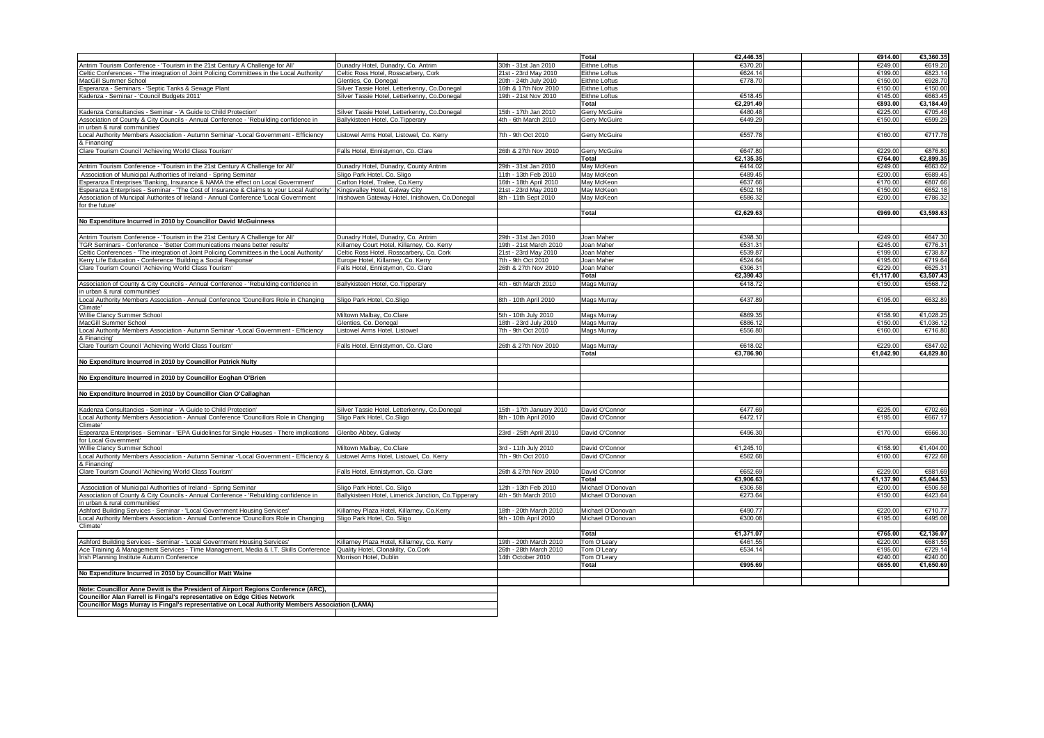| | | | | | | | |
|---|---|---|---|---|---|---|---|
| | | | Total | €2,446.35 | | €914.00 | €3,360.35 |
| Antrim Tourism Conference - 'Tourism in the 21st Century A Challenge for All' | Dunadry Hotel, Dunadry, Co. Antrim | 30th - 31st Jan 2010 | Eithne Loftus | €370.20 | | €249.00 | €619.20 |
| Celtic Conferences - 'The integration of Joint Policing Committees in the Local Authority' | Celtic Ross Hotel, Rosscarbery, Cork | 21st - 23rd May 2010 | Eithne Loftus | €624.14 | | €199.00 | €823.14 |
| MacGill Summer School | Glenties, Co. Donegal | 20th - 24th July 2010 | Eithne Loftus | €778.70 | | €150.00 | €928.70 |
| Esperanza - Seminars - 'Septic Tanks & Sewage Plant | Silver Tassie Hotel, Letterkenny, Co.Donegal | 16th & 17th Nov 2010 | Eithne Loftus | | | €150.00 | €150.00 |
| Kadenza - Seminar - 'Council Budgets 2011' | Silver Tassie Hotel, Letterkenny, Co.Donegal | 19th - 21st Nov 2010 | Eithne Loftus | €518.45 | | €145.00 | €663.45 |
| | | | Total | €2,291.49 | | €893.00 | €3,184.49 |
| Kadenza Consultancies - Seminar - 'A Guide to Child Protection' | Silver Tassie Hotel, Letterkenny, Co.Donegal | 15th - 17th Jan 2010 | Gerry McGuire | €480.48 | | €225.00 | €705.48 |
| Association of County & City Councils - Annual Conference - 'Rebuilding confidence in in urban & rural communities' | Ballykisteen Hotel, Co.Tipperary | 4th - 6th March 2010 | Gerry McGuire | €449.29 | | €150.00 | €599.29 |
| Local Authority Members Association - Autumn Seminar -'Local Government - Efficiency & Financing' | Listowel Arms Hotel, Listowel, Co. Kerry | 7th - 9th Oct 2010 | Gerry McGuire | €557.78 | | €160.00 | €717.78 |
| Clare Tourism Council 'Achieving World Class Tourism' | Falls Hotel, Ennistymon, Co. Clare | 26th & 27th Nov 2010 | Gerry McGuire | €647.80 | | €229.00 | €876.80 |
| | | | Total | €2,135.35 | | €764.00 | €2,899.35 |
| Antrim Tourism Conference - 'Tourism in the 21st Century A Challenge for All' | Dunadry Hotel, Dunadry, County Antrim | 29th - 31st Jan 2010 | May McKeon | €414.02 | | €249.00 | €663.02 |
| Association of Municipal Authorities of Ireland - Spring Seminar | Sligo Park Hotel, Co. Sligo | 11th - 13th Feb 2010 | May McKeon | €489.45 | | €200.00 | €689.45 |
| Esperanza Enterprises 'Banking, Insurance & NAMA the effect on Local Government' | Carlton Hotel, Tralee, Co.Kerry | 16th - 18th April 2010 | May McKeon | €637.66 | | €170.00 | €807.66 |
| Esperanza Enterprises - Seminar - 'The Cost of Insurance & Claims to your Local Authority' | Kingsvalley Hotel, Galway City | 21st - 23rd May 2010 | May McKeon | €502.18 | | €150.00 | €652.18 |
| Association of Muncipal Authorites of Ireland - Annual Conference 'Local Government for the future' | Inishowen Gateway Hotel, Inishowen, Co.Donegal | 8th - 11th Sept 2010 | May McKeon | €586.32 | | €200.00 | €786.32 |
| | | | Total | €2,629.63 | | €969.00 | €3,598.63 |
| **No Expenditure Incurred in 2010 by Councillor David McGuinness** | | | | | | | |
| Antrim Tourism Conference - 'Tourism in the 21st Century A Challenge for All' | Dunadry Hotel, Dunadry, Co. Antrim | 29th - 31st Jan 2010 | Joan Maher | €398.30 | | €249.00 | €647.30 |
| TGR Seminars - Conference - 'Better Communications means better results' | Killarney Court Hotel, Killarney, Co. Kerry | 19th - 21st March 2010 | Joan Maher | €531.31 | | €245.00 | €776.31 |
| Celtic Conferences - 'The integration of Joint Policing Committees in the Local Authority' | Celtic Ross Hotel, Rosscarbery, Co. Cork | 21st - 23rd May 2010 | Joan Maher | €539.87 | | €199.00 | €738.87 |
| Kerry Life Education - Conference 'Building a Social Response' | Europe Hotel, Killarney, Co. Kerry | 7th - 9th Oct 2010 | Joan Maher | €524.64 | | €195.00 | €719.64 |
| Clare Tourism Council 'Achieving World Class Tourism' | Falls Hotel, Ennistymon, Co. Clare | 26th & 27th Nov 2010 | Joan Maher | €396.31 | | €229.00 | €625.31 |
| | | | Total | €2,390.43 | | €1,117.00 | €3,507.43 |
| Association of County & City Councils - Annual Conference - 'Rebuilding confidence in in urban & rural communities' | Ballykisteen Hotel, Co.Tipperary | 4th - 6th March 2010 | Mags Murray | €418.72 | | €150.00 | €568.72 |
| Local Authority Members Association - Annual Conference 'Councillors Role in Changing Climate' | Sligo Park Hotel, Co.Sligo | 8th - 10th April 2010 | Mags Murray | €437.89 | | €195.00 | €632.89 |
| Willie Clancy Summer School | Miltown Malbay, Co.Clare | 5th - 10th July 2010 | Mags Murray | €869.35 | | €158.90 | €1,028.25 |
| MacGill Summer School | Glenties, Co. Donegal | 18th - 23rd July 2010 | Mags Murray | €886.12 | | €150.00 | €1,036.12 |
| Local Authority Members Association - Autumn Seminar -'Local Government - Efficiency & Financing' | Listowel Arms Hotel, Listowel | 7th - 9th Oct 2010 | Mags Murray | €556.80 | | €160.00 | €716.80 |
| Clare Tourism Council 'Achieving World Class Tourism' | Falls Hotel, Ennistymon, Co. Clare | 26th & 27th Nov 2010 | Mags Murray | €618.02 | | €229.00 | €847.02 |
| | | | Total | €3,786.90 | | €1,042.90 | €4,829.80 |
| **No Expenditure Incurred in 2010 by Councillor Patrick Nulty** | | | | | | | |
| **No Expenditure Incurred in 2010 by Councillor Eoghan O'Brien** | | | | | | | |
| **No Expenditure Incurred in 2010 by Councillor Cian O'Callaghan** | | | | | | | |
| Kadenza Consultancies - Seminar - 'A Guide to Child Protection' | Silver Tassie Hotel, Letterkenny, Co.Donegal | 15th - 17th January 2010 | David O'Connor | €477.69 | | €225.00 | €702.69 |
| Local Authority Members Association - Annual Conference 'Councillors Role in Changing Climate' | Sligo Park Hotel, Co.Sligo | 8th - 10th April 2010 | David O'Connor | €472.17 | | €195.00 | €667.17 |
| Esperanza Enterprises - Seminar - 'EPA Guidelines for Single Houses - There implications for Local Government' | Glenbo Abbey, Galway | 23rd - 25th April 2010 | David O'Connor | €496.30 | | €170.00 | €666.30 |
| Willie Clancy Summer School | Miltown Malbay, Co.Clare | 3rd - 11th July 2010 | David O'Connor | €1,245.10 | | €158.90 | €1,404.00 |
| Local Authority Members Association - Autumn Seminar -'Local Government - Efficiency & Financing' | Listowel Arms Hotel, Listowel, Co. Kerry | 7th - 9th Oct 2010 | David O'Connor | €562.68 | | €160.00 | €722.68 |
| Clare Tourism Council 'Achieving World Class Tourism' | Falls Hotel, Ennistymon, Co. Clare | 26th & 27th Nov 2010 | David O'Connor | €652.69 | | €229.00 | €881.69 |
| | | | Total | €3,906.63 | | €1,137.90 | €5,044.53 |
| Association of Municipal Authorities of Ireland - Spring Seminar | Sligo Park Hotel, Co. Sligo | 12th - 13th Feb 2010 | Michael O'Donovan | €306.58 | | €200.00 | €506.58 |
| Association of County & City Councils - Annual Conference - 'Rebuilding confidence in in urban & rural communities' | Ballykisteen Hotel, Limerick Junction, Co.Tipperary | 4th - 5th March 2010 | Michael O'Donovan | €273.64 | | €150.00 | €423.64 |
| Ashford Building Services - Seminar - 'Local Government Housing Services' | Killarney Plaza Hotel, Killarney, Co.Kerry | 18th - 20th March 2010 | Michael O'Donovan | €490.77 | | €220.00 | €710.77 |
| Local Authority Members Association - Annual Conference 'Councillors Role in Changing Climate' | Sligo Park Hotel, Co. Sligo | 9th - 10th April 2010 | Michael O'Donovan | €300.08 | | €195.00 | €495.08 |
| | | | Total | €1,371.07 | | €765.00 | €2,136.07 |
| Ashford Building Services - Seminar - 'Local Government Housing Services' | Killarney Plaza Hotel, Killarney, Co. Kerry | 19th - 20th March 2010 | Tom O'Leary | €461.55 | | €220.00 | €681.55 |
| Ace Training & Management Services - Time Management, Media & I.T. Skills Conference | Quality Hotel, Clonakilty, Co.Cork | 26th - 28th March 2010 | Tom O'Leary | €534.14 | | €195.00 | €729.14 |
| Irish Planning Institute Autumn Conference | Morrison Hotel, Dublin | 14th October 2010 | Tom O'Leary | | | €240.00 | €240.00 |
| | | | Total | €995.69 | | €655.00 | €1,650.69 |
| **No Expenditure Incurred in 2010 by Councillor Matt Waine** | | | | | | | |

**Note: Councillor Anne Devitt is the President of Airport Regions Conference (ARC),**
**Councillor Alan Farrell is Fingal's representative on Edge Cities Network**
**Councillor Mags Murray is Fingal's representative on Local Authority Members Association (LAMA)**